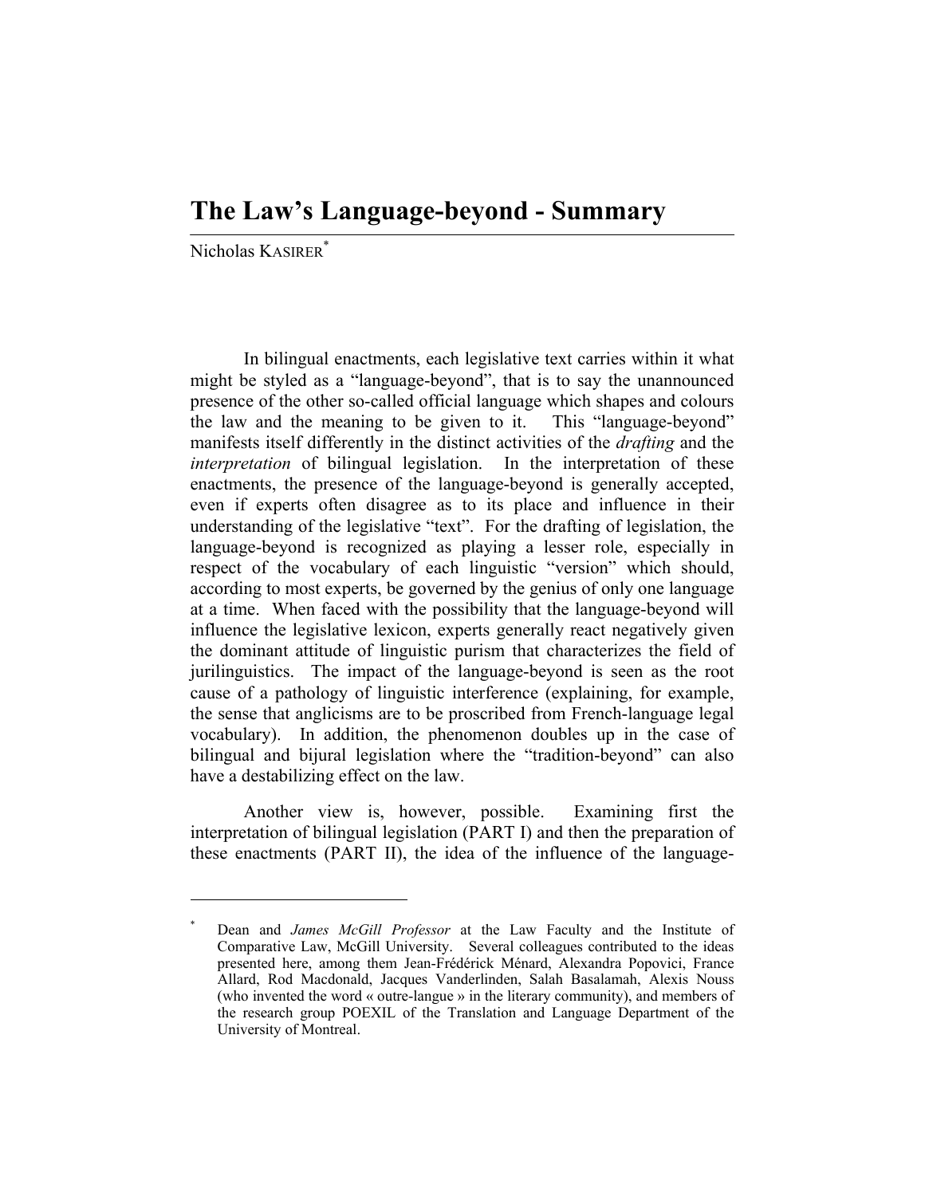# The Law's Language-beyond - Summary

Nicholas KASIRER[*]

In bilingual enactments, each legislative text carries within it what might be styled as a "language-beyond", that is to say the unannounced presence of the other so-called official language which shapes and colours the law and the meaning to be given to it. This "language-beyond" manifests itself differently in the distinct activities of the *drafting* and the *interpretation* of bilingual legislation. In the interpretation of these enactments, the presence of the language-beyond is generally accepted, even if experts often disagree as to its place and influence in their understanding of the legislative "text". For the drafting of legislation, the language-beyond is recognized as playing a lesser role, especially in respect of the vocabulary of each linguistic "version" which should, according to most experts, be governed by the genius of only one language at a time. When faced with the possibility that the language-beyond will influence the legislative lexicon, experts generally react negatively given the dominant attitude of linguistic purism that characterizes the field of jurilinguistics. The impact of the language-beyond is seen as the root cause of a pathology of linguistic interference (explaining, for example, the sense that anglicisms are to be proscribed from French-language legal vocabulary). In addition, the phenomenon doubles up in the case of bilingual and bijural legislation where the "tradition-beyond" can also have a destabilizing effect on the law.

Another view is, however, possible. Examining first the interpretation of bilingual legislation (PART I) and then the preparation of these enactments (PART II), the idea of the influence of the language-

[*] Dean and *James McGill Professor* at the Law Faculty and the Institute of Comparative Law, McGill University. Several colleagues contributed to the ideas presented here, among them Jean-Frédérick Ménard, Alexandra Popovici, France Allard, Rod Macdonald, Jacques Vanderlinden, Salah Basalamah, Alexis Nouss (who invented the word « outre-langue » in the literary community), and members of the research group POEXIL of the Translation and Language Department of the University of Montreal.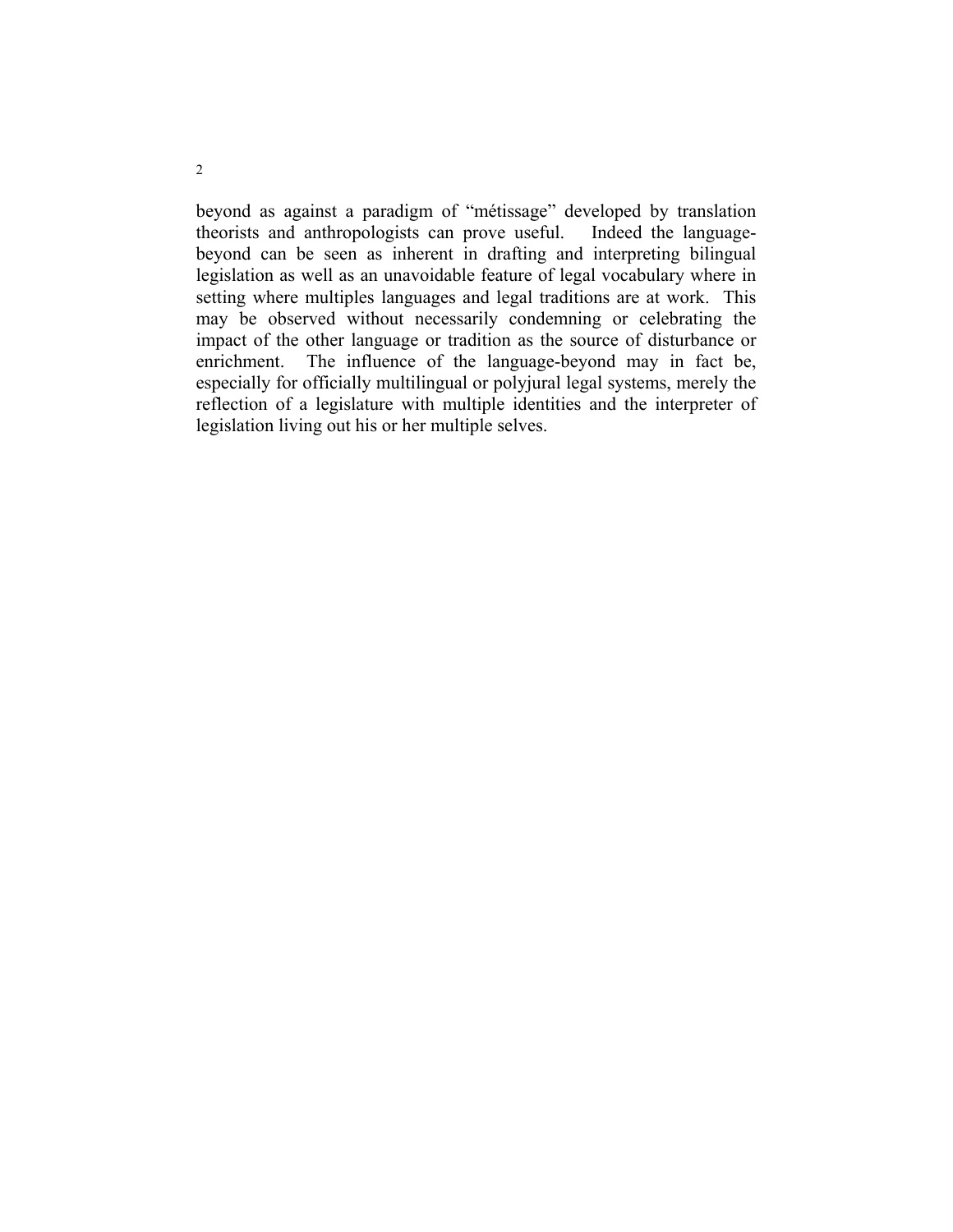beyond as against a paradigm of "métissage" developed by translation theorists and anthropologists can prove useful. Indeed the language-beyond can be seen as inherent in drafting and interpreting bilingual legislation as well as an unavoidable feature of legal vocabulary where in setting where multiples languages and legal traditions are at work. This may be observed without necessarily condemning or celebrating the impact of the other language or tradition as the source of disturbance or enrichment. The influence of the language-beyond may in fact be, especially for officially multilingual or polyjural legal systems, merely the reflection of a legislature with multiple identities and the interpreter of legislation living out his or her multiple selves.